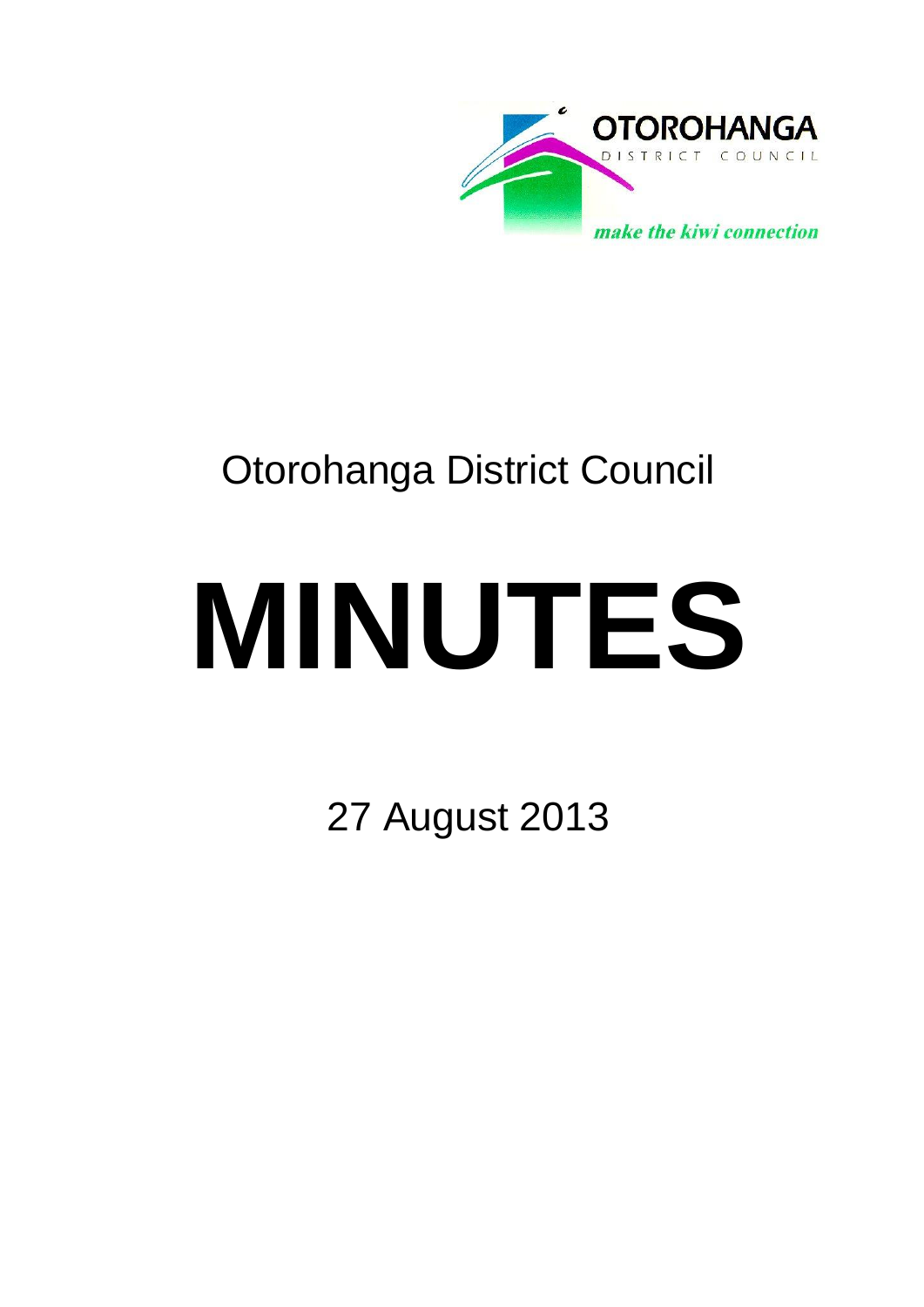OTOROHANGA
DISTRICT COUNCIL

*make the kiwi connection*

Otorohanga District Council

# MINUTES

27 August 2013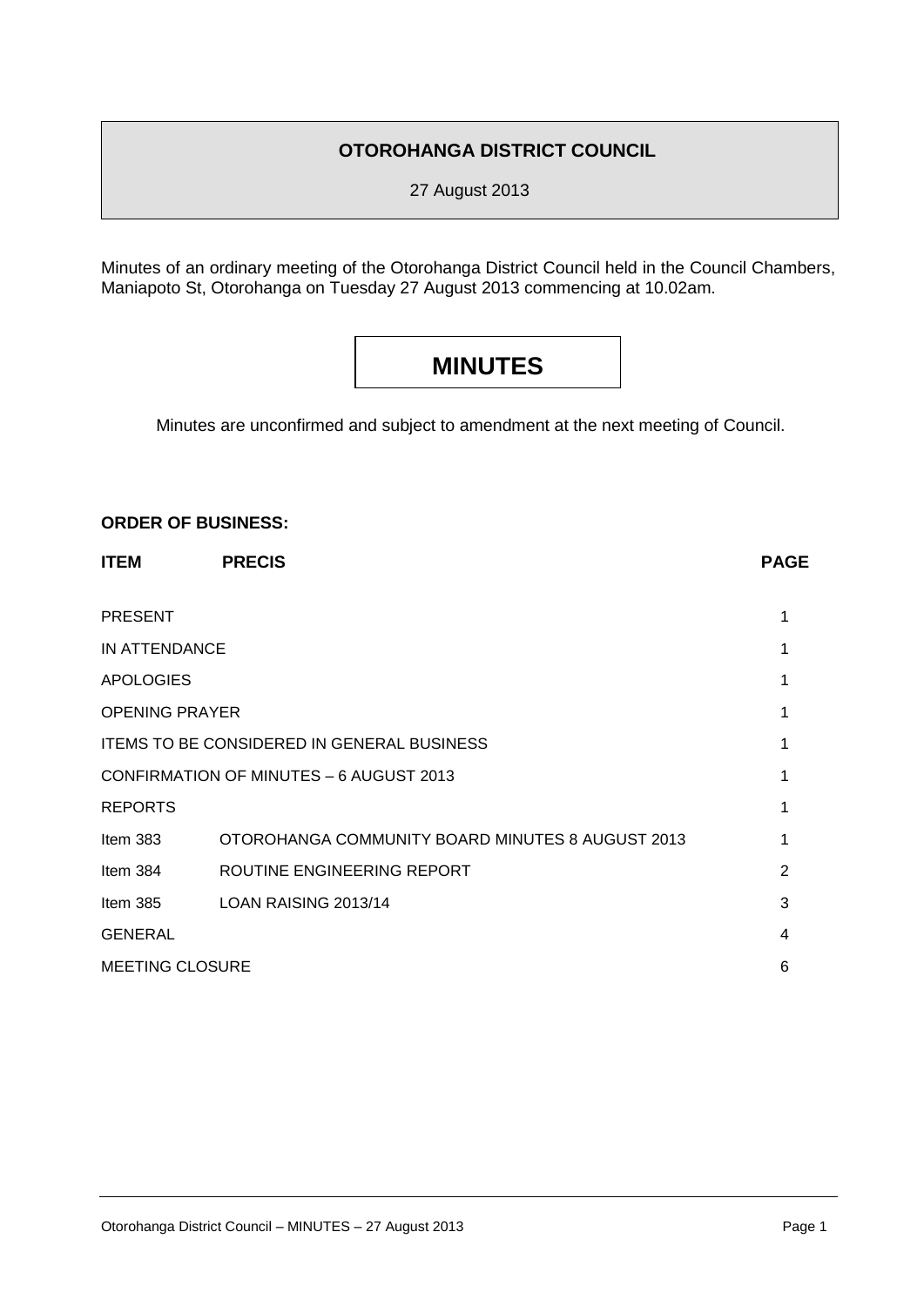**OTOROHANGA DISTRICT COUNCIL**

27 August 2013

Minutes of an ordinary meeting of the Otorohanga District Council held in the Council Chambers, Maniapoto St, Otorohanga on Tuesday 27 August 2013 commencing at 10.02am.

# MINUTES

Minutes are unconfirmed and subject to amendment at the next meeting of Council.

**ORDER OF BUSINESS:**

| **ITEM** | **PRECIS** | **PAGE** |
|---|---|---|
| PRESENT | | 1 |
| IN ATTENDANCE | | 1 |
| APOLOGIES | | 1 |
| OPENING PRAYER | | 1 |
| ITEMS TO BE CONSIDERED IN GENERAL BUSINESS | | 1 |
| CONFIRMATION OF MINUTES – 6 AUGUST 2013 | | 1 |
| REPORTS | | 1 |
| Item 383 | OTOROHANGA COMMUNITY BOARD MINUTES 8 AUGUST 2013 | 1 |
| Item 384 | ROUTINE ENGINEERING REPORT | 2 |
| Item 385 | LOAN RAISING 2013/14 | 3 |
| GENERAL | | 4 |
| MEETING CLOSURE | | 6 |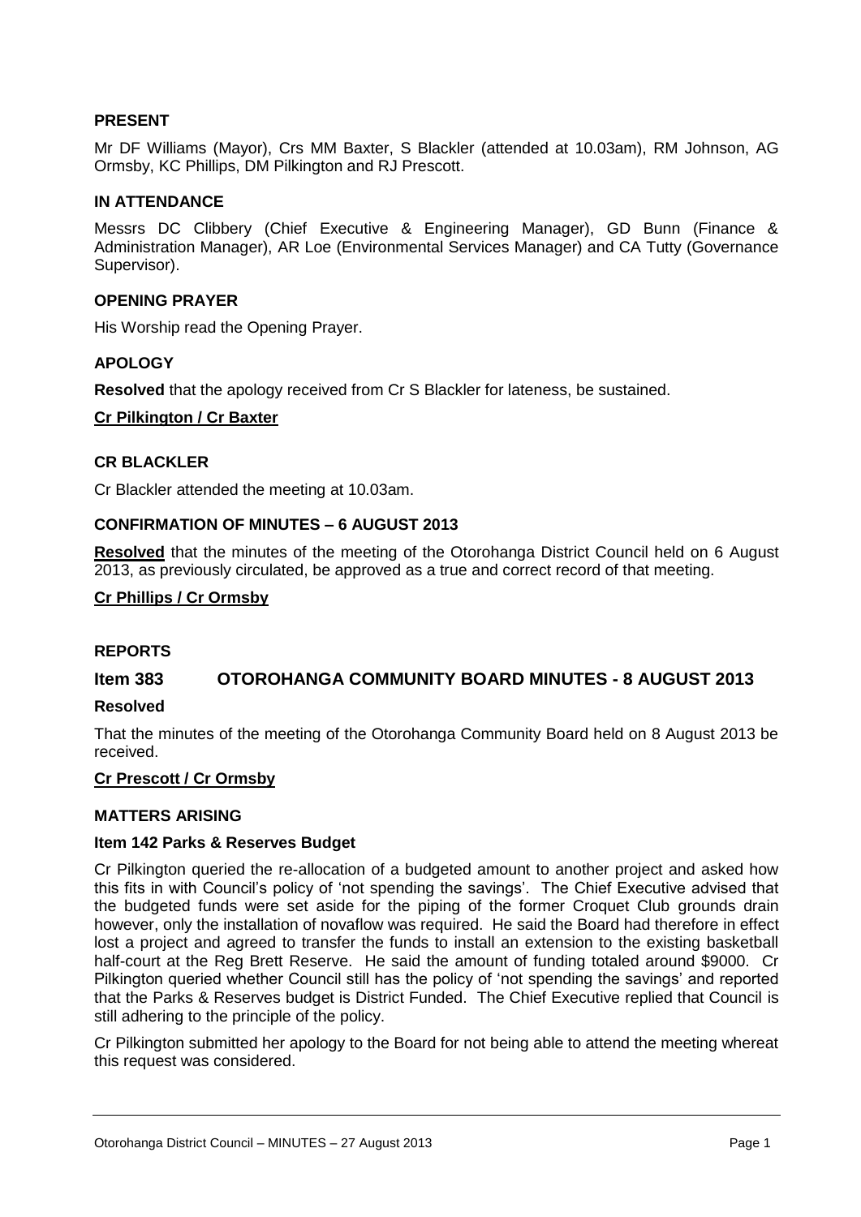## PRESENT

Mr DF Williams (Mayor), Crs MM Baxter, S Blackler (attended at 10.03am), RM Johnson, AG Ormsby, KC Phillips, DM Pilkington and RJ Prescott.

## IN ATTENDANCE

Messrs DC Clibbery (Chief Executive & Engineering Manager), GD Bunn (Finance & Administration Manager), AR Loe (Environmental Services Manager) and CA Tutty (Governance Supervisor).

## OPENING PRAYER

His Worship read the Opening Prayer.

## APOLOGY

**Resolved** that the apology received from Cr S Blackler for lateness, be sustained.

**Cr Pilkington / Cr Baxter**

## CR BLACKLER

Cr Blackler attended the meeting at 10.03am.

## CONFIRMATION OF MINUTES – 6 AUGUST 2013

**Resolved** that the minutes of the meeting of the Otorohanga District Council held on 6 August 2013, as previously circulated, be approved as a true and correct record of that meeting.

**Cr Phillips / Cr Ormsby**

## REPORTS

## Item 383 OTOROHANGA COMMUNITY BOARD MINUTES - 8 AUGUST 2013

**Resolved**

That the minutes of the meeting of the Otorohanga Community Board held on 8 August 2013 be received.

**Cr Prescott / Cr Ormsby**

## MATTERS ARISING

### Item 142 Parks & Reserves Budget

Cr Pilkington queried the re-allocation of a budgeted amount to another project and asked how this fits in with Council's policy of 'not spending the savings'. The Chief Executive advised that the budgeted funds were set aside for the piping of the former Croquet Club grounds drain however, only the installation of novaflow was required. He said the Board had therefore in effect lost a project and agreed to transfer the funds to install an extension to the existing basketball half-court at the Reg Brett Reserve. He said the amount of funding totaled around $9000. Cr Pilkington queried whether Council still has the policy of 'not spending the savings' and reported that the Parks & Reserves budget is District Funded. The Chief Executive replied that Council is still adhering to the principle of the policy.

Cr Pilkington submitted her apology to the Board for not being able to attend the meeting whereat this request was considered.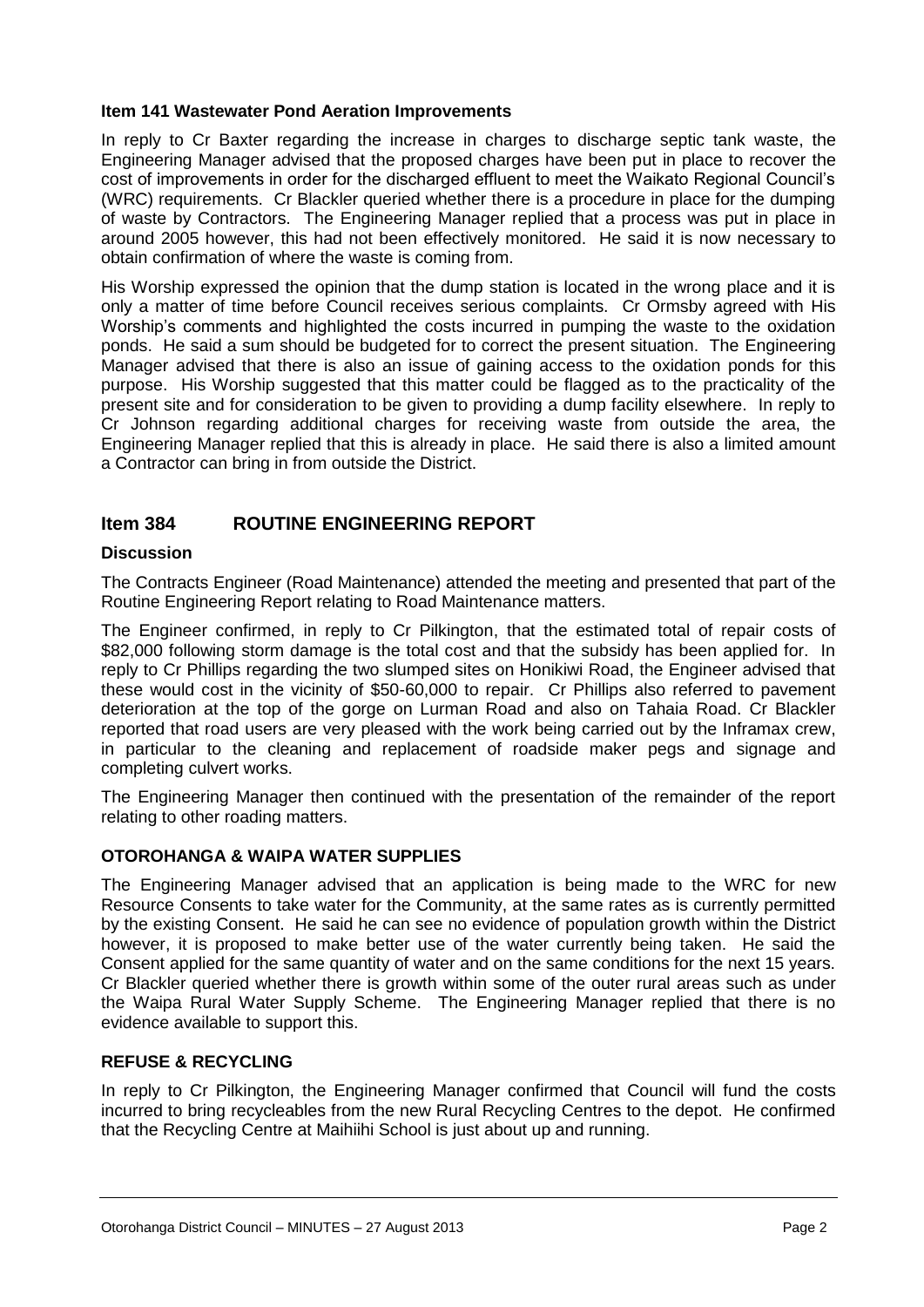**Item 141 Wastewater Pond Aeration Improvements**

In reply to Cr Baxter regarding the increase in charges to discharge septic tank waste, the Engineering Manager advised that the proposed charges have been put in place to recover the cost of improvements in order for the discharged effluent to meet the Waikato Regional Council's (WRC) requirements. Cr Blackler queried whether there is a procedure in place for the dumping of waste by Contractors. The Engineering Manager replied that a process was put in place in around 2005 however, this had not been effectively monitored. He said it is now necessary to obtain confirmation of where the waste is coming from.

His Worship expressed the opinion that the dump station is located in the wrong place and it is only a matter of time before Council receives serious complaints. Cr Ormsby agreed with His Worship's comments and highlighted the costs incurred in pumping the waste to the oxidation ponds. He said a sum should be budgeted for to correct the present situation. The Engineering Manager advised that there is also an issue of gaining access to the oxidation ponds for this purpose. His Worship suggested that this matter could be flagged as to the practicality of the present site and for consideration to be given to providing a dump facility elsewhere. In reply to Cr Johnson regarding additional charges for receiving waste from outside the area, the Engineering Manager replied that this is already in place. He said there is also a limited amount a Contractor can bring in from outside the District.

## Item 384 ROUTINE ENGINEERING REPORT

**Discussion**

The Contracts Engineer (Road Maintenance) attended the meeting and presented that part of the Routine Engineering Report relating to Road Maintenance matters.

The Engineer confirmed, in reply to Cr Pilkington, that the estimated total of repair costs of $82,000 following storm damage is the total cost and that the subsidy has been applied for. In reply to Cr Phillips regarding the two slumped sites on Honikiwi Road, the Engineer advised that these would cost in the vicinity of $50-60,000 to repair. Cr Phillips also referred to pavement deterioration at the top of the gorge on Lurman Road and also on Tahaia Road. Cr Blackler reported that road users are very pleased with the work being carried out by the Inframax crew, in particular to the cleaning and replacement of roadside maker pegs and signage and completing culvert works.

The Engineering Manager then continued with the presentation of the remainder of the report relating to other roading matters.

**OTOROHANGA & WAIPA WATER SUPPLIES**

The Engineering Manager advised that an application is being made to the WRC for new Resource Consents to take water for the Community, at the same rates as is currently permitted by the existing Consent. He said he can see no evidence of population growth within the District however, it is proposed to make better use of the water currently being taken. He said the Consent applied for the same quantity of water and on the same conditions for the next 15 years. Cr Blackler queried whether there is growth within some of the outer rural areas such as under the Waipa Rural Water Supply Scheme. The Engineering Manager replied that there is no evidence available to support this.

**REFUSE & RECYCLING**

In reply to Cr Pilkington, the Engineering Manager confirmed that Council will fund the costs incurred to bring recycleables from the new Rural Recycling Centres to the depot. He confirmed that the Recycling Centre at Maihiihi School is just about up and running.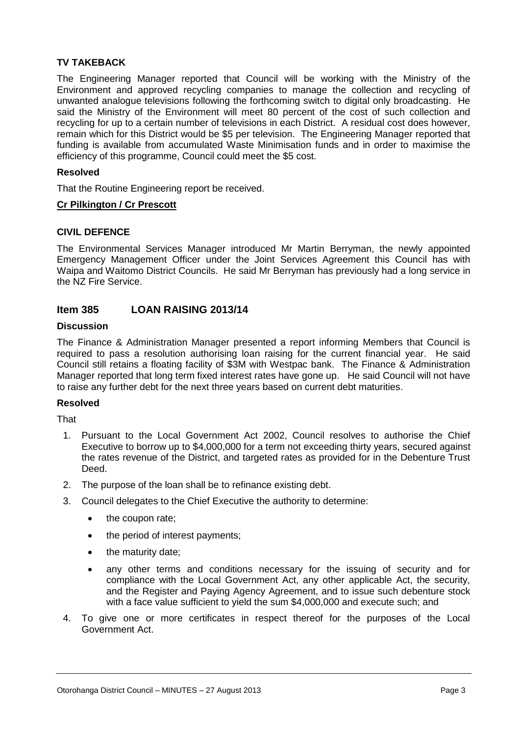### TV TAKEBACK

The Engineering Manager reported that Council will be working with the Ministry of the Environment and approved recycling companies to manage the collection and recycling of unwanted analogue televisions following the forthcoming switch to digital only broadcasting. He said the Ministry of the Environment will meet 80 percent of the cost of such collection and recycling for up to a certain number of televisions in each District. A residual cost does however, remain which for this District would be $5 per television. The Engineering Manager reported that funding is available from accumulated Waste Minimisation funds and in order to maximise the efficiency of this programme, Council could meet the $5 cost.

**Resolved**

That the Routine Engineering report be received.

**Cr Pilkington / Cr Prescott**

### CIVIL DEFENCE

The Environmental Services Manager introduced Mr Martin Berryman, the newly appointed Emergency Management Officer under the Joint Services Agreement this Council has with Waipa and Waitomo District Councils. He said Mr Berryman has previously had a long service in the NZ Fire Service.

## Item 385 LOAN RAISING 2013/14

**Discussion**

The Finance & Administration Manager presented a report informing Members that Council is required to pass a resolution authorising loan raising for the current financial year. He said Council still retains a floating facility of $3M with Westpac bank. The Finance & Administration Manager reported that long term fixed interest rates have gone up. He said Council will not have to raise any further debt for the next three years based on current debt maturities.

**Resolved**

That

1. Pursuant to the Local Government Act 2002, Council resolves to authorise the Chief Executive to borrow up to $4,000,000 for a term not exceeding thirty years, secured against the rates revenue of the District, and targeted rates as provided for in the Debenture Trust Deed.
2. The purpose of the loan shall be to refinance existing debt.
3. Council delegates to the Chief Executive the authority to determine:
   - the coupon rate;
   - the period of interest payments;
   - the maturity date;
   - any other terms and conditions necessary for the issuing of security and for compliance with the Local Government Act, any other applicable Act, the security, and the Register and Paying Agency Agreement, and to issue such debenture stock with a face value sufficient to yield the sum $4,000,000 and execute such; and
4. To give one or more certificates in respect thereof for the purposes of the Local Government Act.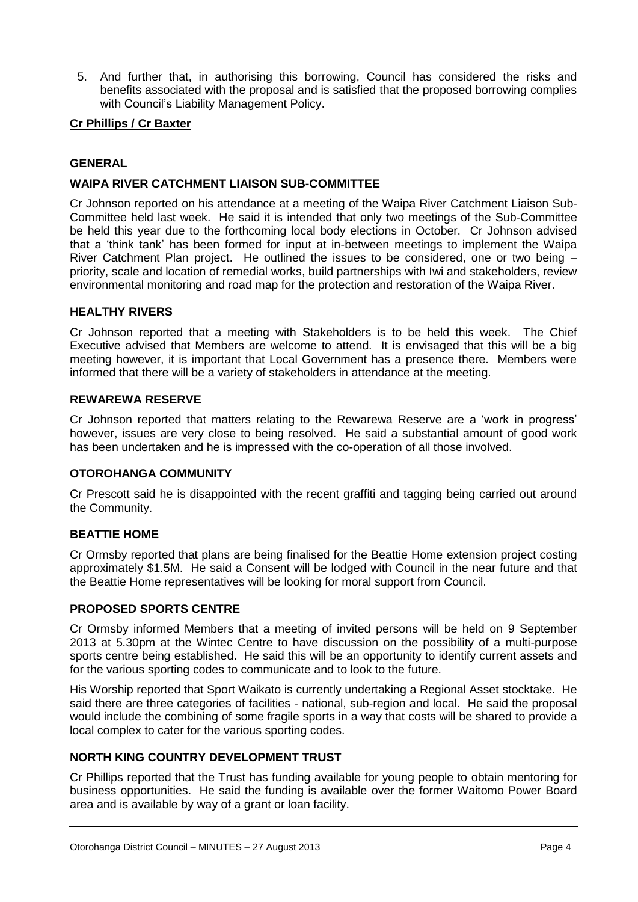5. And further that, in authorising this borrowing, Council has considered the risks and benefits associated with the proposal and is satisfied that the proposed borrowing complies with Council's Liability Management Policy.

**Cr Phillips / Cr Baxter**

## GENERAL

### WAIPA RIVER CATCHMENT LIAISON SUB-COMMITTEE

Cr Johnson reported on his attendance at a meeting of the Waipa River Catchment Liaison Sub-Committee held last week. He said it is intended that only two meetings of the Sub-Committee be held this year due to the forthcoming local body elections in October. Cr Johnson advised that a 'think tank' has been formed for input at in-between meetings to implement the Waipa River Catchment Plan project. He outlined the issues to be considered, one or two being – priority, scale and location of remedial works, build partnerships with Iwi and stakeholders, review environmental monitoring and road map for the protection and restoration of the Waipa River.

### HEALTHY RIVERS

Cr Johnson reported that a meeting with Stakeholders is to be held this week. The Chief Executive advised that Members are welcome to attend. It is envisaged that this will be a big meeting however, it is important that Local Government has a presence there. Members were informed that there will be a variety of stakeholders in attendance at the meeting.

### REWAREWA RESERVE

Cr Johnson reported that matters relating to the Rewarewa Reserve are a 'work in progress' however, issues are very close to being resolved. He said a substantial amount of good work has been undertaken and he is impressed with the co-operation of all those involved.

### OTOROHANGA COMMUNITY

Cr Prescott said he is disappointed with the recent graffiti and tagging being carried out around the Community.

### BEATTIE HOME

Cr Ormsby reported that plans are being finalised for the Beattie Home extension project costing approximately $1.5M. He said a Consent will be lodged with Council in the near future and that the Beattie Home representatives will be looking for moral support from Council.

### PROPOSED SPORTS CENTRE

Cr Ormsby informed Members that a meeting of invited persons will be held on 9 September 2013 at 5.30pm at the Wintec Centre to have discussion on the possibility of a multi-purpose sports centre being established. He said this will be an opportunity to identify current assets and for the various sporting codes to communicate and to look to the future.

His Worship reported that Sport Waikato is currently undertaking a Regional Asset stocktake. He said there are three categories of facilities - national, sub-region and local. He said the proposal would include the combining of some fragile sports in a way that costs will be shared to provide a local complex to cater for the various sporting codes.

### NORTH KING COUNTRY DEVELOPMENT TRUST

Cr Phillips reported that the Trust has funding available for young people to obtain mentoring for business opportunities. He said the funding is available over the former Waitomo Power Board area and is available by way of a grant or loan facility.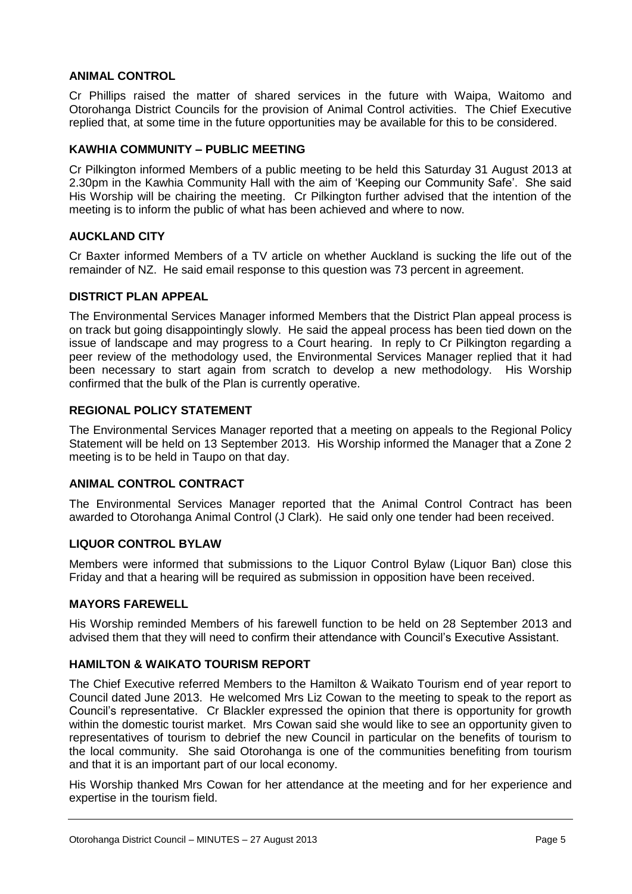**ANIMAL CONTROL**

Cr Phillips raised the matter of shared services in the future with Waipa, Waitomo and Otorohanga District Councils for the provision of Animal Control activities. The Chief Executive replied that, at some time in the future opportunities may be available for this to be considered.

**KAWHIA COMMUNITY – PUBLIC MEETING**

Cr Pilkington informed Members of a public meeting to be held this Saturday 31 August 2013 at 2.30pm in the Kawhia Community Hall with the aim of 'Keeping our Community Safe'. She said His Worship will be chairing the meeting. Cr Pilkington further advised that the intention of the meeting is to inform the public of what has been achieved and where to now.

**AUCKLAND CITY**

Cr Baxter informed Members of a TV article on whether Auckland is sucking the life out of the remainder of NZ. He said email response to this question was 73 percent in agreement.

**DISTRICT PLAN APPEAL**

The Environmental Services Manager informed Members that the District Plan appeal process is on track but going disappointingly slowly. He said the appeal process has been tied down on the issue of landscape and may progress to a Court hearing. In reply to Cr Pilkington regarding a peer review of the methodology used, the Environmental Services Manager replied that it had been necessary to start again from scratch to develop a new methodology. His Worship confirmed that the bulk of the Plan is currently operative.

**REGIONAL POLICY STATEMENT**

The Environmental Services Manager reported that a meeting on appeals to the Regional Policy Statement will be held on 13 September 2013. His Worship informed the Manager that a Zone 2 meeting is to be held in Taupo on that day.

**ANIMAL CONTROL CONTRACT**

The Environmental Services Manager reported that the Animal Control Contract has been awarded to Otorohanga Animal Control (J Clark). He said only one tender had been received.

**LIQUOR CONTROL BYLAW**

Members were informed that submissions to the Liquor Control Bylaw (Liquor Ban) close this Friday and that a hearing will be required as submission in opposition have been received.

**MAYORS FAREWELL**

His Worship reminded Members of his farewell function to be held on 28 September 2013 and advised them that they will need to confirm their attendance with Council's Executive Assistant.

**HAMILTON & WAIKATO TOURISM REPORT**

The Chief Executive referred Members to the Hamilton & Waikato Tourism end of year report to Council dated June 2013. He welcomed Mrs Liz Cowan to the meeting to speak to the report as Council's representative. Cr Blackler expressed the opinion that there is opportunity for growth within the domestic tourist market. Mrs Cowan said she would like to see an opportunity given to representatives of tourism to debrief the new Council in particular on the benefits of tourism to the local community. She said Otorohanga is one of the communities benefiting from tourism and that it is an important part of our local economy.

His Worship thanked Mrs Cowan for her attendance at the meeting and for her experience and expertise in the tourism field.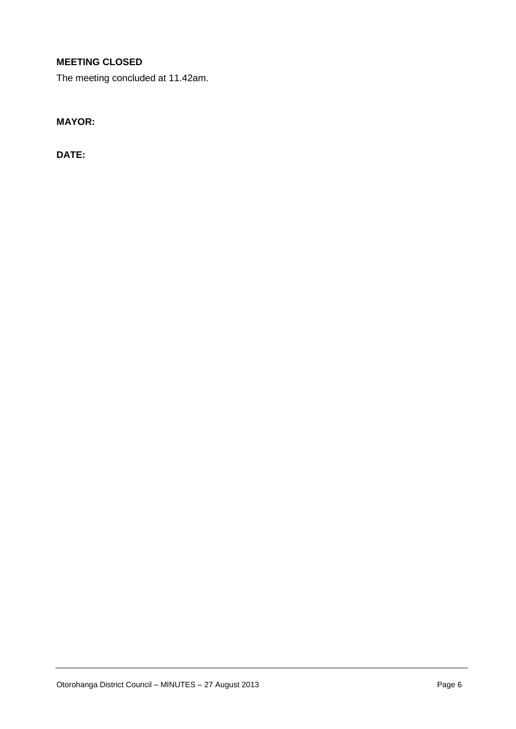**MEETING CLOSED**

The meeting concluded at 11.42am.

**MAYOR:**

**DATE:**